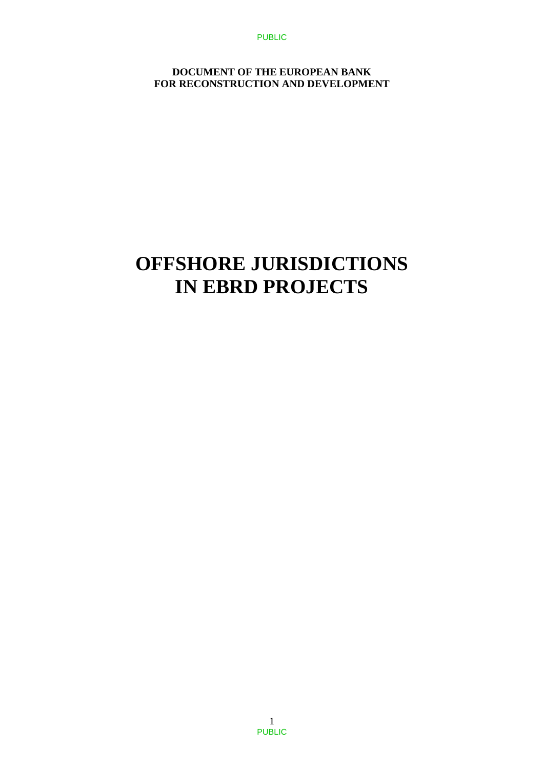**DOCUMENT OF THE EUROPEAN BANK**
**FOR RECONSTRUCTION AND DEVELOPMENT**

# OFFSHORE JURISDICTIONS IN EBRD PROJECTS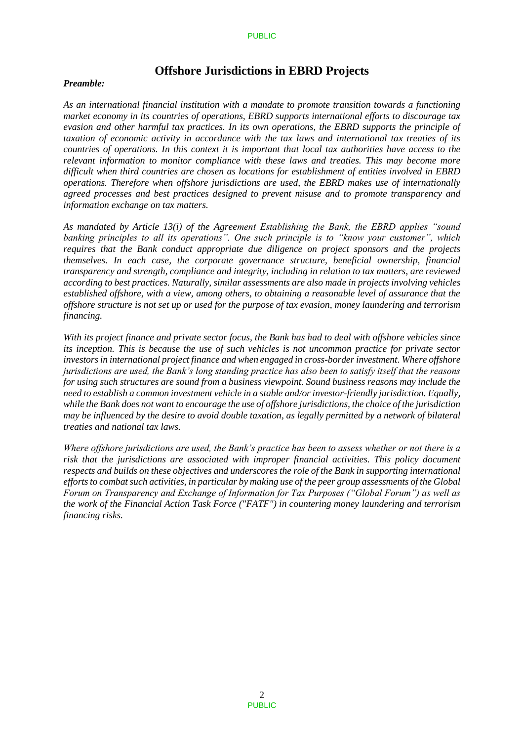# Offshore Jurisdictions in EBRD Projects

***Preamble:***

*As an international financial institution with a mandate to promote transition towards a functioning market economy in its countries of operations, EBRD supports international efforts to discourage tax evasion and other harmful tax practices. In its own operations, the EBRD supports the principle of taxation of economic activity in accordance with the tax laws and international tax treaties of its countries of operations. In this context it is important that local tax authorities have access to the relevant information to monitor compliance with these laws and treaties. This may become more difficult when third countries are chosen as locations for establishment of entities involved in EBRD operations. Therefore when offshore jurisdictions are used, the EBRD makes use of internationally agreed processes and best practices designed to prevent misuse and to promote transparency and information exchange on tax matters.*

*As mandated by Article 13(i) of the Agreement Establishing the Bank, the EBRD applies "sound banking principles to all its operations". One such principle is to "know your customer", which requires that the Bank conduct appropriate due diligence on project sponsors and the projects themselves. In each case, the corporate governance structure, beneficial ownership, financial transparency and strength, compliance and integrity, including in relation to tax matters, are reviewed according to best practices. Naturally, similar assessments are also made in projects involving vehicles established offshore, with a view, among others, to obtaining a reasonable level of assurance that the offshore structure is not set up or used for the purpose of tax evasion, money laundering and terrorism financing.*

*With its project finance and private sector focus, the Bank has had to deal with offshore vehicles since its inception. This is because the use of such vehicles is not uncommon practice for private sector investors in international project finance and when engaged in cross-border investment. Where offshore jurisdictions are used, the Bank's long standing practice has also been to satisfy itself that the reasons for using such structures are sound from a business viewpoint. Sound business reasons may include the need to establish a common investment vehicle in a stable and/or investor-friendly jurisdiction. Equally, while the Bank does not want to encourage the use of offshore jurisdictions, the choice of the jurisdiction may be influenced by the desire to avoid double taxation, as legally permitted by a network of bilateral treaties and national tax laws.*

*Where offshore jurisdictions are used, the Bank's practice has been to assess whether or not there is a risk that the jurisdictions are associated with improper financial activities. This policy document respects and builds on these objectives and underscores the role of the Bank in supporting international efforts to combat such activities, in particular by making use of the peer group assessments of the Global Forum on Transparency and Exchange of Information for Tax Purposes ("Global Forum") as well as the work of the Financial Action Task Force ("FATF") in countering money laundering and terrorism financing risks.*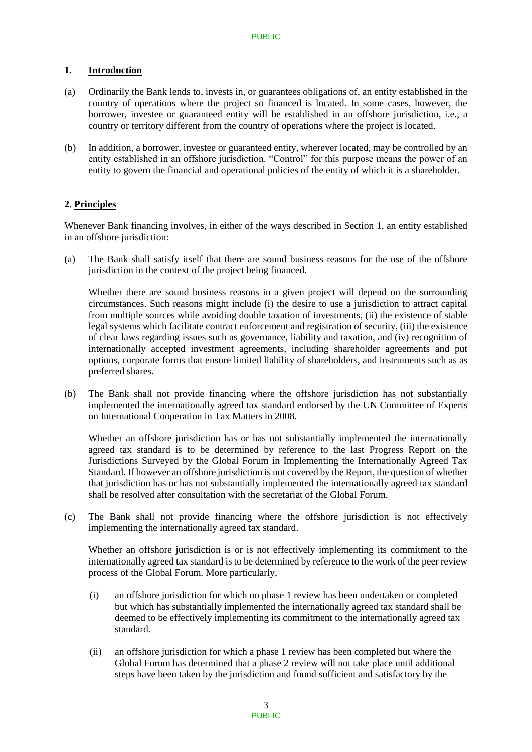## 1. Introduction

(a) Ordinarily the Bank lends to, invests in, or guarantees obligations of, an entity established in the country of operations where the project so financed is located. In some cases, however, the borrower, investee or guaranteed entity will be established in an offshore jurisdiction, i.e., a country or territory different from the country of operations where the project is located.

(b) In addition, a borrower, investee or guaranteed entity, wherever located, may be controlled by an entity established in an offshore jurisdiction. "Control" for this purpose means the power of an entity to govern the financial and operational policies of the entity of which it is a shareholder.

## 2. Principles

Whenever Bank financing involves, in either of the ways described in Section 1, an entity established in an offshore jurisdiction:

(a) The Bank shall satisfy itself that there are sound business reasons for the use of the offshore jurisdiction in the context of the project being financed.

Whether there are sound business reasons in a given project will depend on the surrounding circumstances. Such reasons might include (i) the desire to use a jurisdiction to attract capital from multiple sources while avoiding double taxation of investments, (ii) the existence of stable legal systems which facilitate contract enforcement and registration of security, (iii) the existence of clear laws regarding issues such as governance, liability and taxation, and (iv) recognition of internationally accepted investment agreements, including shareholder agreements and put options, corporate forms that ensure limited liability of shareholders, and instruments such as as preferred shares.

(b) The Bank shall not provide financing where the offshore jurisdiction has not substantially implemented the internationally agreed tax standard endorsed by the UN Committee of Experts on International Cooperation in Tax Matters in 2008.

Whether an offshore jurisdiction has or has not substantially implemented the internationally agreed tax standard is to be determined by reference to the last Progress Report on the Jurisdictions Surveyed by the Global Forum in Implementing the Internationally Agreed Tax Standard. If however an offshore jurisdiction is not covered by the Report, the question of whether that jurisdiction has or has not substantially implemented the internationally agreed tax standard shall be resolved after consultation with the secretariat of the Global Forum.

(c) The Bank shall not provide financing where the offshore jurisdiction is not effectively implementing the internationally agreed tax standard.

Whether an offshore jurisdiction is or is not effectively implementing its commitment to the internationally agreed tax standard is to be determined by reference to the work of the peer review process of the Global Forum. More particularly,

(i) an offshore jurisdiction for which no phase 1 review has been undertaken or completed but which has substantially implemented the internationally agreed tax standard shall be deemed to be effectively implementing its commitment to the internationally agreed tax standard.

(ii) an offshore jurisdiction for which a phase 1 review has been completed but where the Global Forum has determined that a phase 2 review will not take place until additional steps have been taken by the jurisdiction and found sufficient and satisfactory by the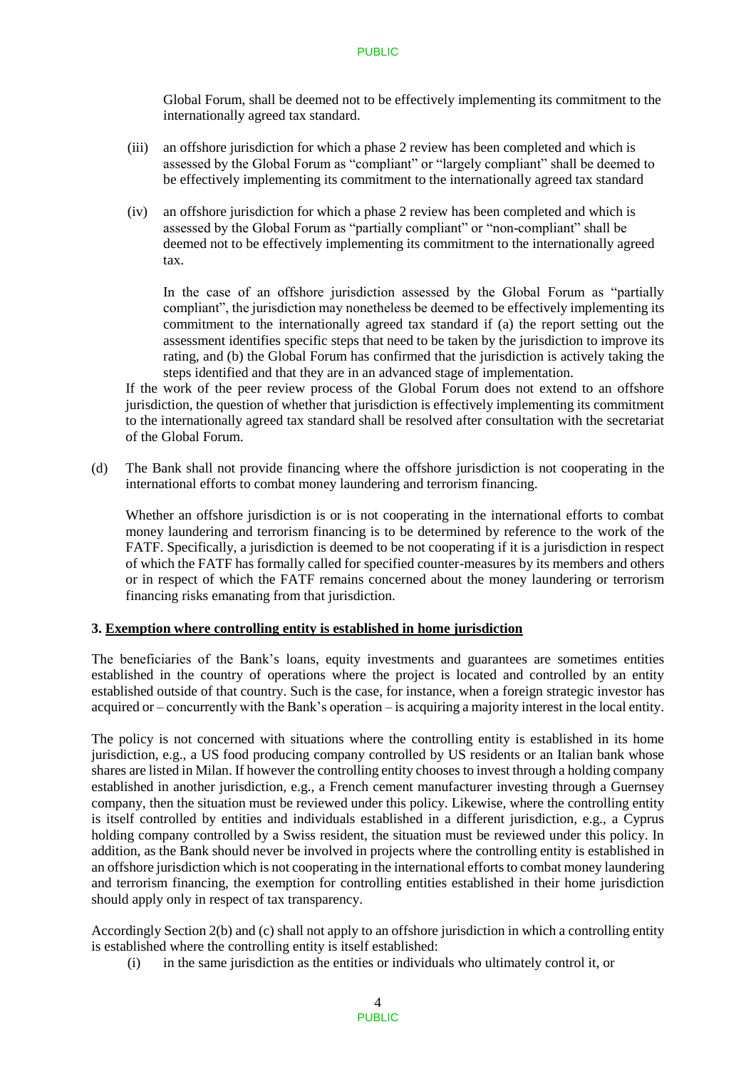Global Forum, shall be deemed not to be effectively implementing its commitment to the internationally agreed tax standard.

(iii) an offshore jurisdiction for which a phase 2 review has been completed and which is assessed by the Global Forum as "compliant" or "largely compliant" shall be deemed to be effectively implementing its commitment to the internationally agreed tax standard

(iv) an offshore jurisdiction for which a phase 2 review has been completed and which is assessed by the Global Forum as "partially compliant" or "non-compliant" shall be deemed not to be effectively implementing its commitment to the internationally agreed tax.

In the case of an offshore jurisdiction assessed by the Global Forum as "partially compliant", the jurisdiction may nonetheless be deemed to be effectively implementing its commitment to the internationally agreed tax standard if (a) the report setting out the assessment identifies specific steps that need to be taken by the jurisdiction to improve its rating, and (b) the Global Forum has confirmed that the jurisdiction is actively taking the steps identified and that they are in an advanced stage of implementation.

If the work of the peer review process of the Global Forum does not extend to an offshore jurisdiction, the question of whether that jurisdiction is effectively implementing its commitment to the internationally agreed tax standard shall be resolved after consultation with the secretariat of the Global Forum.

(d) The Bank shall not provide financing where the offshore jurisdiction is not cooperating in the international efforts to combat money laundering and terrorism financing.

Whether an offshore jurisdiction is or is not cooperating in the international efforts to combat money laundering and terrorism financing is to be determined by reference to the work of the FATF. Specifically, a jurisdiction is deemed to be not cooperating if it is a jurisdiction in respect of which the FATF has formally called for specified counter-measures by its members and others or in respect of which the FATF remains concerned about the money laundering or terrorism financing risks emanating from that jurisdiction.

## 3. Exemption where controlling entity is established in home jurisdiction

The beneficiaries of the Bank's loans, equity investments and guarantees are sometimes entities established in the country of operations where the project is located and controlled by an entity established outside of that country. Such is the case, for instance, when a foreign strategic investor has acquired or – concurrently with the Bank's operation – is acquiring a majority interest in the local entity.

The policy is not concerned with situations where the controlling entity is established in its home jurisdiction, e.g., a US food producing company controlled by US residents or an Italian bank whose shares are listed in Milan. If however the controlling entity chooses to invest through a holding company established in another jurisdiction, e.g., a French cement manufacturer investing through a Guernsey company, then the situation must be reviewed under this policy. Likewise, where the controlling entity is itself controlled by entities and individuals established in a different jurisdiction, e.g., a Cyprus holding company controlled by a Swiss resident, the situation must be reviewed under this policy. In addition, as the Bank should never be involved in projects where the controlling entity is established in an offshore jurisdiction which is not cooperating in the international efforts to combat money laundering and terrorism financing, the exemption for controlling entities established in their home jurisdiction should apply only in respect of tax transparency.

Accordingly Section 2(b) and (c) shall not apply to an offshore jurisdiction in which a controlling entity is established where the controlling entity is itself established:

(i) in the same jurisdiction as the entities or individuals who ultimately control it, or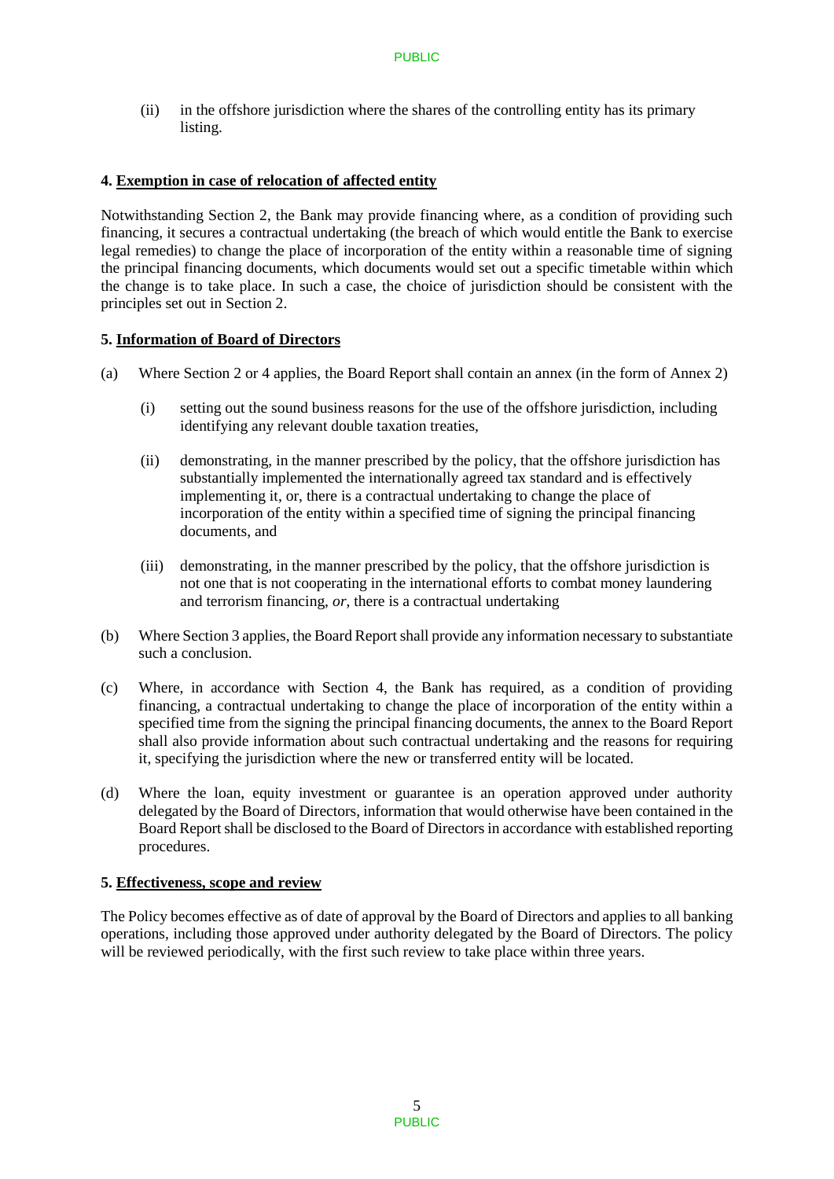(ii) in the offshore jurisdiction where the shares of the controlling entity has its primary listing.

**4. <u>Exemption in case of relocation of affected entity</u>**

Notwithstanding Section 2, the Bank may provide financing where, as a condition of providing such financing, it secures a contractual undertaking (the breach of which would entitle the Bank to exercise legal remedies) to change the place of incorporation of the entity within a reasonable time of signing the principal financing documents, which documents would set out a specific timetable within which the change is to take place. In such a case, the choice of jurisdiction should be consistent with the principles set out in Section 2.

**5. <u>Information of Board of Directors</u>**

(a) Where Section 2 or 4 applies, the Board Report shall contain an annex (in the form of Annex 2)

  (i) setting out the sound business reasons for the use of the offshore jurisdiction, including identifying any relevant double taxation treaties,

  (ii) demonstrating, in the manner prescribed by the policy, that the offshore jurisdiction has substantially implemented the internationally agreed tax standard and is effectively implementing it, or, there is a contractual undertaking to change the place of incorporation of the entity within a specified time of signing the principal financing documents, and

  (iii) demonstrating, in the manner prescribed by the policy, that the offshore jurisdiction is not one that is not cooperating in the international efforts to combat money laundering and terrorism financing, *or*, there is a contractual undertaking

(b) Where Section 3 applies, the Board Report shall provide any information necessary to substantiate such a conclusion.

(c) Where, in accordance with Section 4, the Bank has required, as a condition of providing financing, a contractual undertaking to change the place of incorporation of the entity within a specified time from the signing the principal financing documents, the annex to the Board Report shall also provide information about such contractual undertaking and the reasons for requiring it, specifying the jurisdiction where the new or transferred entity will be located.

(d) Where the loan, equity investment or guarantee is an operation approved under authority delegated by the Board of Directors, information that would otherwise have been contained in the Board Report shall be disclosed to the Board of Directors in accordance with established reporting procedures.

**5. <u>Effectiveness, scope and review</u>**

The Policy becomes effective as of date of approval by the Board of Directors and applies to all banking operations, including those approved under authority delegated by the Board of Directors. The policy will be reviewed periodically, with the first such review to take place within three years.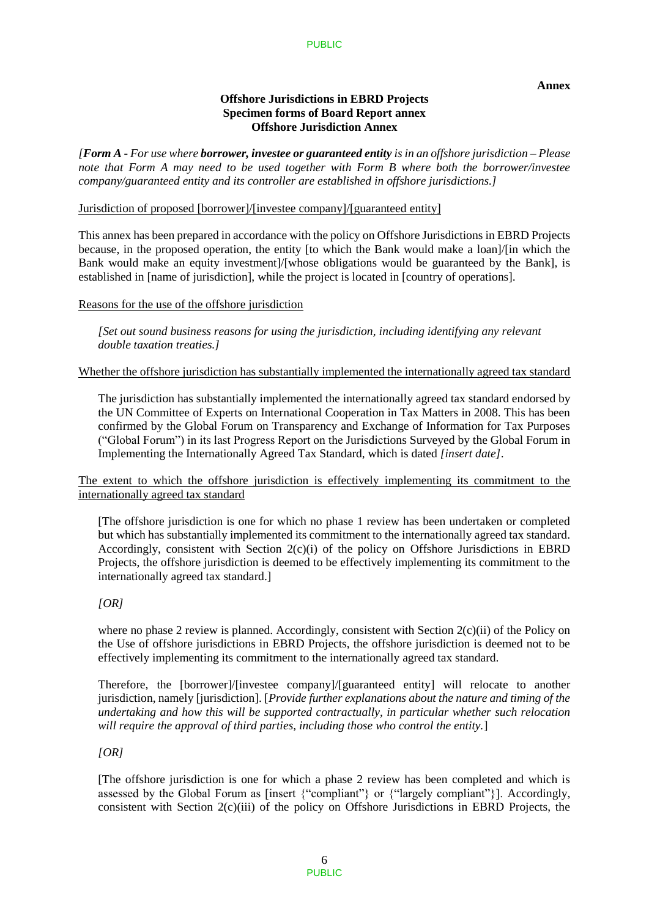**Annex**

**Offshore Jurisdictions in EBRD Projects**
**Specimen forms of Board Report annex**
**Offshore Jurisdiction Annex**

*[**Form A** - For use where **borrower, investee or guaranteed entity** is in an offshore jurisdiction – Please note that Form A may need to be used together with Form B where both the borrower/investee company/guaranteed entity and its controller are established in offshore jurisdictions.]*

Jurisdiction of proposed [borrower]/[investee company]/[guaranteed entity]

This annex has been prepared in accordance with the policy on Offshore Jurisdictions in EBRD Projects because, in the proposed operation, the entity [to which the Bank would make a loan]/[in which the Bank would make an equity investment]/[whose obligations would be guaranteed by the Bank], is established in [name of jurisdiction], while the project is located in [country of operations].

Reasons for the use of the offshore jurisdiction

> *[Set out sound business reasons for using the jurisdiction, including identifying any relevant double taxation treaties.]*

Whether the offshore jurisdiction has substantially implemented the internationally agreed tax standard

> The jurisdiction has substantially implemented the internationally agreed tax standard endorsed by the UN Committee of Experts on International Cooperation in Tax Matters in 2008. This has been confirmed by the Global Forum on Transparency and Exchange of Information for Tax Purposes ("Global Forum") in its last Progress Report on the Jurisdictions Surveyed by the Global Forum in Implementing the Internationally Agreed Tax Standard, which is dated *[insert date]*.

The extent to which the offshore jurisdiction is effectively implementing its commitment to the internationally agreed tax standard

> [The offshore jurisdiction is one for which no phase 1 review has been undertaken or completed but which has substantially implemented its commitment to the internationally agreed tax standard. Accordingly, consistent with Section 2(c)(i) of the policy on Offshore Jurisdictions in EBRD Projects, the offshore jurisdiction is deemed to be effectively implementing its commitment to the internationally agreed tax standard.]
>
> *[OR]*
>
> where no phase 2 review is planned. Accordingly, consistent with Section 2(c)(ii) of the Policy on the Use of offshore jurisdictions in EBRD Projects, the offshore jurisdiction is deemed not to be effectively implementing its commitment to the internationally agreed tax standard.
>
> Therefore, the [borrower]/[investee company]/[guaranteed entity] will relocate to another jurisdiction, namely [jurisdiction]. [*Provide further explanations about the nature and timing of the undertaking and how this will be supported contractually, in particular whether such relocation will require the approval of third parties, including those who control the entity.*]
>
> *[OR]*
>
> [The offshore jurisdiction is one for which a phase 2 review has been completed and which is assessed by the Global Forum as [insert {"compliant"} or {"largely compliant"}]. Accordingly, consistent with Section 2(c)(iii) of the policy on Offshore Jurisdictions in EBRD Projects, the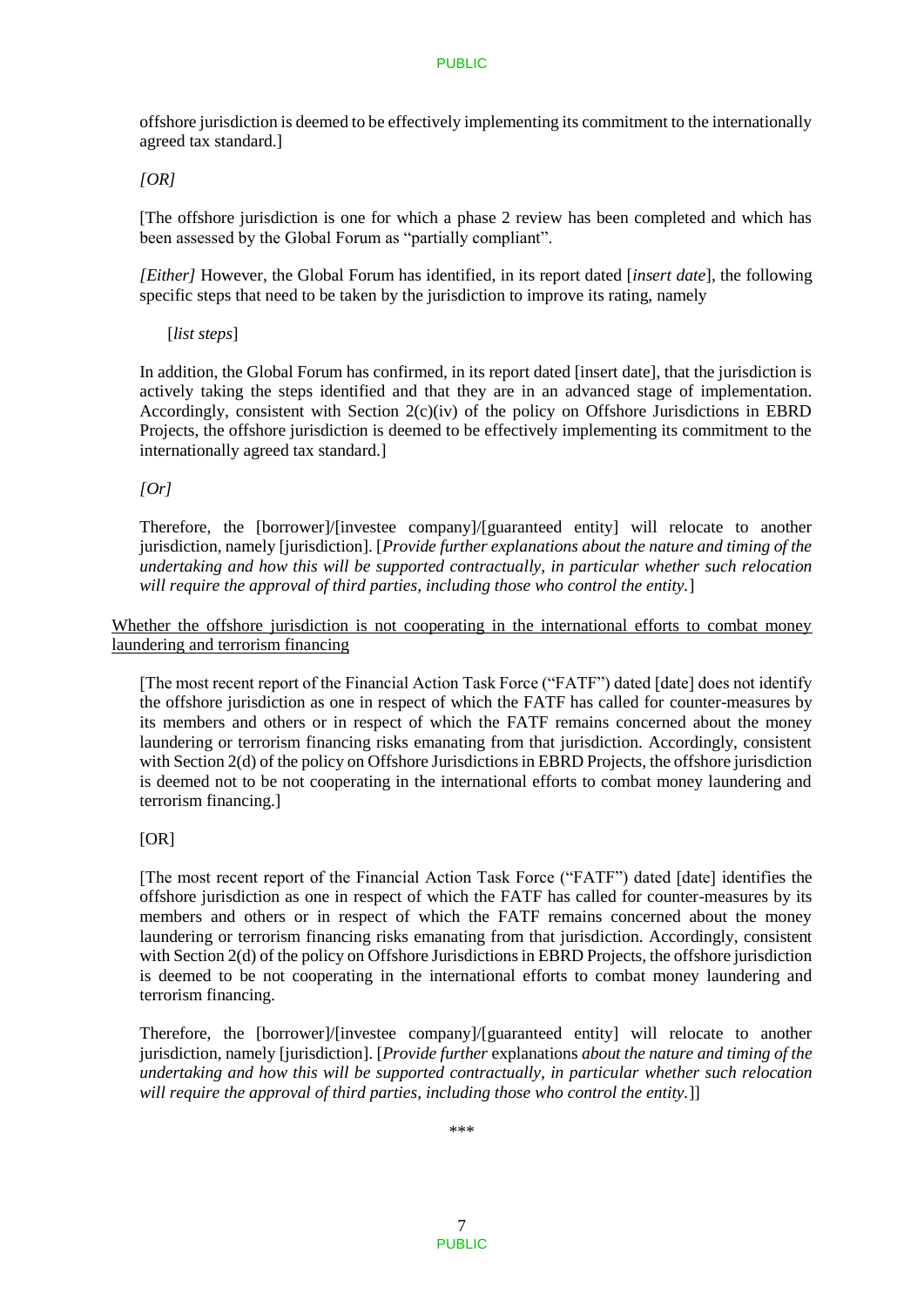offshore jurisdiction is deemed to be effectively implementing its commitment to the internationally agreed tax standard.]

*[OR]*

[The offshore jurisdiction is one for which a phase 2 review has been completed and which has been assessed by the Global Forum as "partially compliant".

*[Either]* However, the Global Forum has identified, in its report dated [*insert date*], the following specific steps that need to be taken by the jurisdiction to improve its rating, namely

[*list steps*]

In addition, the Global Forum has confirmed, in its report dated [insert date], that the jurisdiction is actively taking the steps identified and that they are in an advanced stage of implementation. Accordingly, consistent with Section 2(c)(iv) of the policy on Offshore Jurisdictions in EBRD Projects, the offshore jurisdiction is deemed to be effectively implementing its commitment to the internationally agreed tax standard.]

*[Or]*

Therefore, the [borrower]/[investee company]/[guaranteed entity] will relocate to another jurisdiction, namely [jurisdiction]. [*Provide further explanations about the nature and timing of the undertaking and how this will be supported contractually, in particular whether such relocation will require the approval of third parties, including those who control the entity.*]

<u>Whether the offshore jurisdiction is not cooperating in the international efforts to combat money laundering and terrorism financing</u>

[The most recent report of the Financial Action Task Force ("FATF") dated [date] does not identify the offshore jurisdiction as one in respect of which the FATF has called for counter-measures by its members and others or in respect of which the FATF remains concerned about the money laundering or terrorism financing risks emanating from that jurisdiction. Accordingly, consistent with Section 2(d) of the policy on Offshore Jurisdictions in EBRD Projects, the offshore jurisdiction is deemed not to be not cooperating in the international efforts to combat money laundering and terrorism financing.]

[OR]

[The most recent report of the Financial Action Task Force ("FATF") dated [date] identifies the offshore jurisdiction as one in respect of which the FATF has called for counter-measures by its members and others or in respect of which the FATF remains concerned about the money laundering or terrorism financing risks emanating from that jurisdiction. Accordingly, consistent with Section 2(d) of the policy on Offshore Jurisdictions in EBRD Projects, the offshore jurisdiction is deemed to be not cooperating in the international efforts to combat money laundering and terrorism financing.

Therefore, the [borrower]/[investee company]/[guaranteed entity] will relocate to another jurisdiction, namely [jurisdiction]. [*Provide further* explanations *about the nature and timing of the undertaking and how this will be supported contractually, in particular whether such relocation will require the approval of third parties, including those who control the entity.*]]

\*\*\*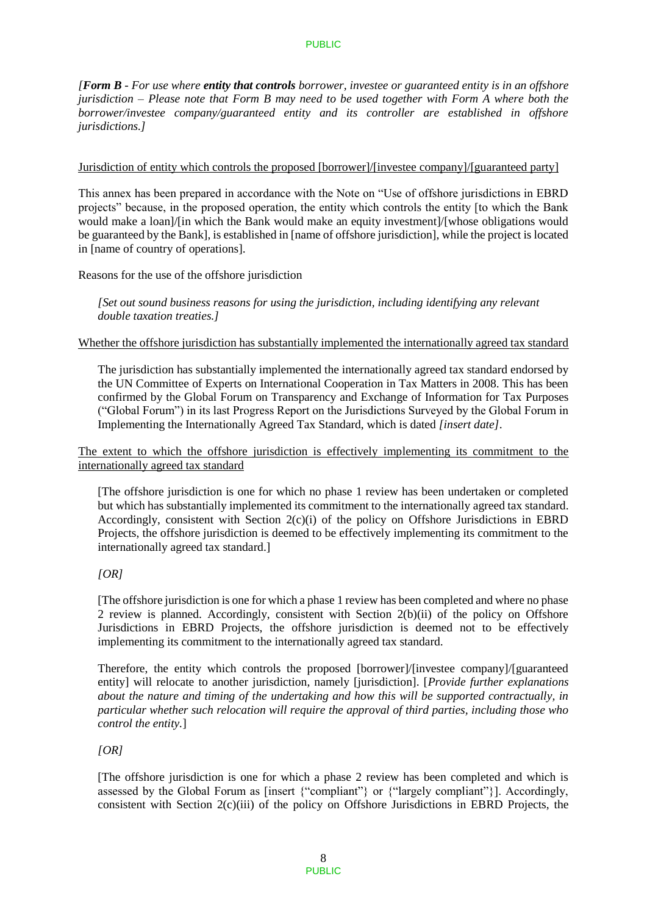*[**Form B** - For use where **entity that controls** borrower, investee or guaranteed entity is in an offshore jurisdiction – Please note that Form B may need to be used together with Form A where both the borrower/investee company/guaranteed entity and its controller are established in offshore jurisdictions.]*

<u>Jurisdiction of entity which controls the proposed [borrower]/[investee company]/[guaranteed party]</u>

This annex has been prepared in accordance with the Note on "Use of offshore jurisdictions in EBRD projects" because, in the proposed operation, the entity which controls the entity [to which the Bank would make a loan]/[in which the Bank would make an equity investment]/[whose obligations would be guaranteed by the Bank], is established in [name of offshore jurisdiction], while the project is located in [name of country of operations].

Reasons for the use of the offshore jurisdiction

> *[Set out sound business reasons for using the jurisdiction, including identifying any relevant double taxation treaties.]*

<u>Whether the offshore jurisdiction has substantially implemented the internationally agreed tax standard</u>

> The jurisdiction has substantially implemented the internationally agreed tax standard endorsed by the UN Committee of Experts on International Cooperation in Tax Matters in 2008. This has been confirmed by the Global Forum on Transparency and Exchange of Information for Tax Purposes ("Global Forum") in its last Progress Report on the Jurisdictions Surveyed by the Global Forum in Implementing the Internationally Agreed Tax Standard, which is dated *[insert date]*.

<u>The extent to which the offshore jurisdiction is effectively implementing its commitment to the internationally agreed tax standard</u>

> [The offshore jurisdiction is one for which no phase 1 review has been undertaken or completed but which has substantially implemented its commitment to the internationally agreed tax standard. Accordingly, consistent with Section 2(c)(i) of the policy on Offshore Jurisdictions in EBRD Projects, the offshore jurisdiction is deemed to be effectively implementing its commitment to the internationally agreed tax standard.]
>
> *[OR]*
>
> [The offshore jurisdiction is one for which a phase 1 review has been completed and where no phase 2 review is planned. Accordingly, consistent with Section 2(b)(ii) of the policy on Offshore Jurisdictions in EBRD Projects, the offshore jurisdiction is deemed not to be effectively implementing its commitment to the internationally agreed tax standard.
>
> Therefore, the entity which controls the proposed [borrower]/[investee company]/[guaranteed entity] will relocate to another jurisdiction, namely [jurisdiction]. [*Provide further explanations about the nature and timing of the undertaking and how this will be supported contractually, in particular whether such relocation will require the approval of third parties, including those who control the entity.*]
>
> *[OR]*
>
> [The offshore jurisdiction is one for which a phase 2 review has been completed and which is assessed by the Global Forum as [insert {"compliant"} or {"largely compliant"}]. Accordingly, consistent with Section 2(c)(iii) of the policy on Offshore Jurisdictions in EBRD Projects, the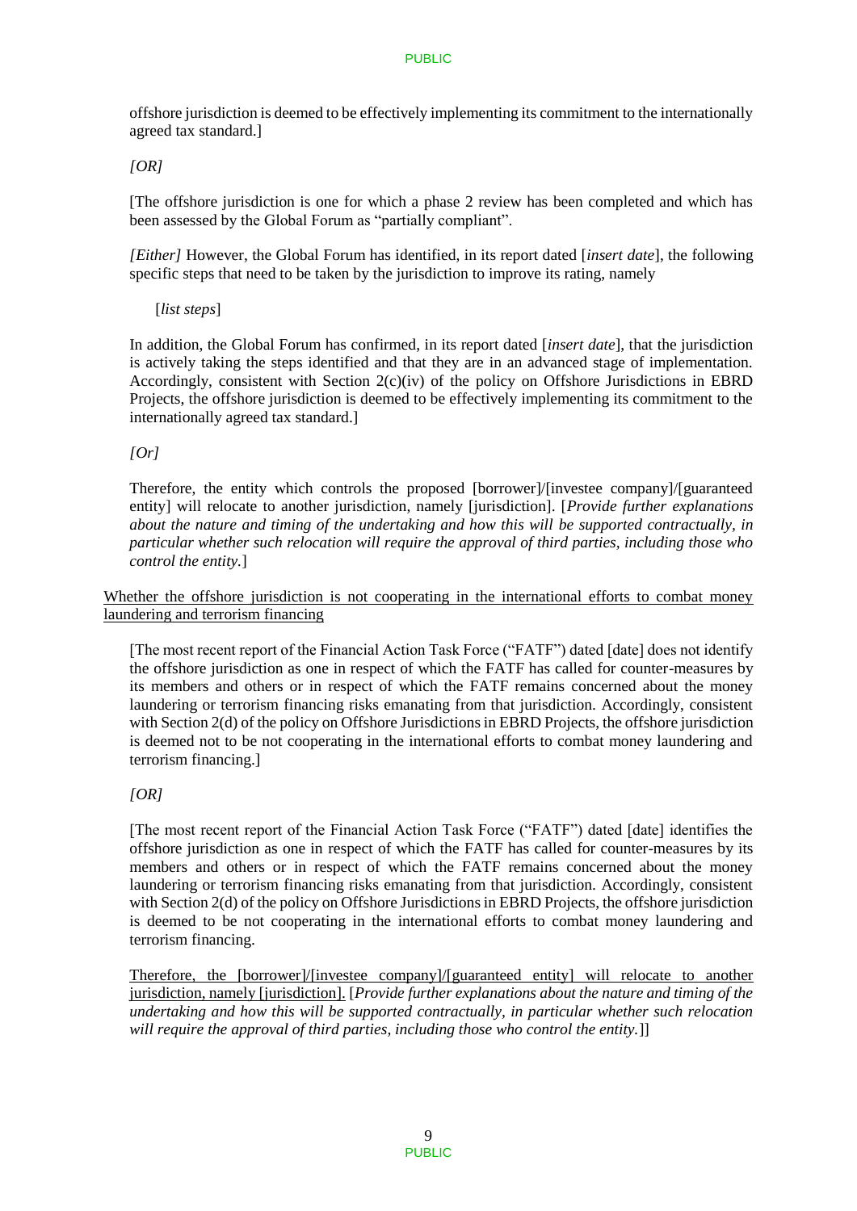offshore jurisdiction is deemed to be effectively implementing its commitment to the internationally agreed tax standard.]

*[OR]*

[The offshore jurisdiction is one for which a phase 2 review has been completed and which has been assessed by the Global Forum as "partially compliant".

*[Either]* However, the Global Forum has identified, in its report dated [*insert date*], the following specific steps that need to be taken by the jurisdiction to improve its rating, namely

[*list steps*]

In addition, the Global Forum has confirmed, in its report dated [*insert date*], that the jurisdiction is actively taking the steps identified and that they are in an advanced stage of implementation. Accordingly, consistent with Section 2(c)(iv) of the policy on Offshore Jurisdictions in EBRD Projects, the offshore jurisdiction is deemed to be effectively implementing its commitment to the internationally agreed tax standard.]

*[Or]*

Therefore, the entity which controls the proposed [borrower]/[investee company]/[guaranteed entity] will relocate to another jurisdiction, namely [jurisdiction]. [*Provide further explanations about the nature and timing of the undertaking and how this will be supported contractually, in particular whether such relocation will require the approval of third parties, including those who control the entity.*]

<u>Whether the offshore jurisdiction is not cooperating in the international efforts to combat money laundering and terrorism financing</u>

[The most recent report of the Financial Action Task Force ("FATF") dated [date] does not identify the offshore jurisdiction as one in respect of which the FATF has called for counter-measures by its members and others or in respect of which the FATF remains concerned about the money laundering or terrorism financing risks emanating from that jurisdiction. Accordingly, consistent with Section 2(d) of the policy on Offshore Jurisdictions in EBRD Projects, the offshore jurisdiction is deemed not to be not cooperating in the international efforts to combat money laundering and terrorism financing.]

*[OR]*

[The most recent report of the Financial Action Task Force ("FATF") dated [date] identifies the offshore jurisdiction as one in respect of which the FATF has called for counter-measures by its members and others or in respect of which the FATF remains concerned about the money laundering or terrorism financing risks emanating from that jurisdiction. Accordingly, consistent with Section 2(d) of the policy on Offshore Jurisdictions in EBRD Projects, the offshore jurisdiction is deemed to be not cooperating in the international efforts to combat money laundering and terrorism financing.

<u>Therefore, the [borrower]/[investee company]/[guaranteed entity] will relocate to another jurisdiction, namely [jurisdiction].</u> [*Provide further explanations about the nature and timing of the undertaking and how this will be supported contractually, in particular whether such relocation will require the approval of third parties, including those who control the entity.*]]